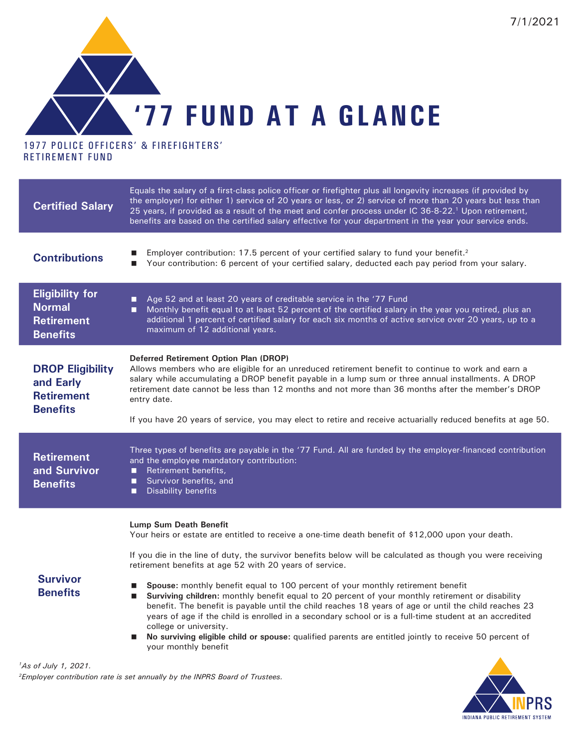7/1/2021

# '77 FUND AT A GLANCE

1977 POLICE OFFICERS' & FIREFIGHTERS' RETIREMENT FUND

| | |
|---|---|
| **Certified Salary** | Equals the salary of a first-class police officer or firefighter plus all longevity increases (if provided by the employer) for either 1) service of 20 years or less, or 2) service of more than 20 years but less than 25 years, if provided as a result of the meet and confer process under IC 36-8-22.[1] Upon retirement, benefits are based on the certified salary effective for your department in the year your service ends. |
| **Contributions** | ■ Employer contribution: 17.5 percent of your certified salary to fund your benefit.[2]<br>■ Your contribution: 6 percent of your certified salary, deducted each pay period from your salary. |
| **Eligibility for Normal Retirement Benefits** | ■ Age 52 and at least 20 years of creditable service in the '77 Fund<br>■ Monthly benefit equal to at least 52 percent of the certified salary in the year you retired, plus an additional 1 percent of certified salary for each six months of active service over 20 years, up to a maximum of 12 additional years. |
| **DROP Eligibility and Early Retirement Benefits** | **Deferred Retirement Option Plan (DROP)**<br>Allows members who are eligible for an unreduced retirement benefit to continue to work and earn a salary while accumulating a DROP benefit payable in a lump sum or three annual installments. A DROP retirement date cannot be less than 12 months and not more than 36 months after the member's DROP entry date.<br><br>If you have 20 years of service, you may elect to retire and receive actuarially reduced benefits at age 50. |
| **Retirement and Survivor Benefits** | Three types of benefits are payable in the '77 Fund. All are funded by the employer-financed contribution and the employee mandatory contribution:<br>■ Retirement benefits,<br>■ Survivor benefits, and<br>■ Disability benefits |
| **Survivor Benefits** | **Lump Sum Death Benefit**<br>Your heirs or estate are entitled to receive a one-time death benefit of $12,000 upon your death.<br><br>If you die in the line of duty, the survivor benefits below will be calculated as though you were receiving retirement benefits at age 52 with 20 years of service.<br><br>■ **Spouse:** monthly benefit equal to 100 percent of your monthly retirement benefit<br>■ **Surviving children:** monthly benefit equal to 20 percent of your monthly retirement or disability benefit. The benefit is payable until the child reaches 18 years of age or until the child reaches 23 years of age if the child is enrolled in a secondary school or is a full-time student at an accredited college or university.<br>■ **No surviving eligible child or spouse:** qualified parents are entitled jointly to receive 50 percent of your monthly benefit |

*[1]As of July 1, 2021.*

*[2]Employer contribution rate is set annually by the INPRS Board of Trustees.*

INPRS
INDIANA PUBLIC RETIREMENT SYSTEM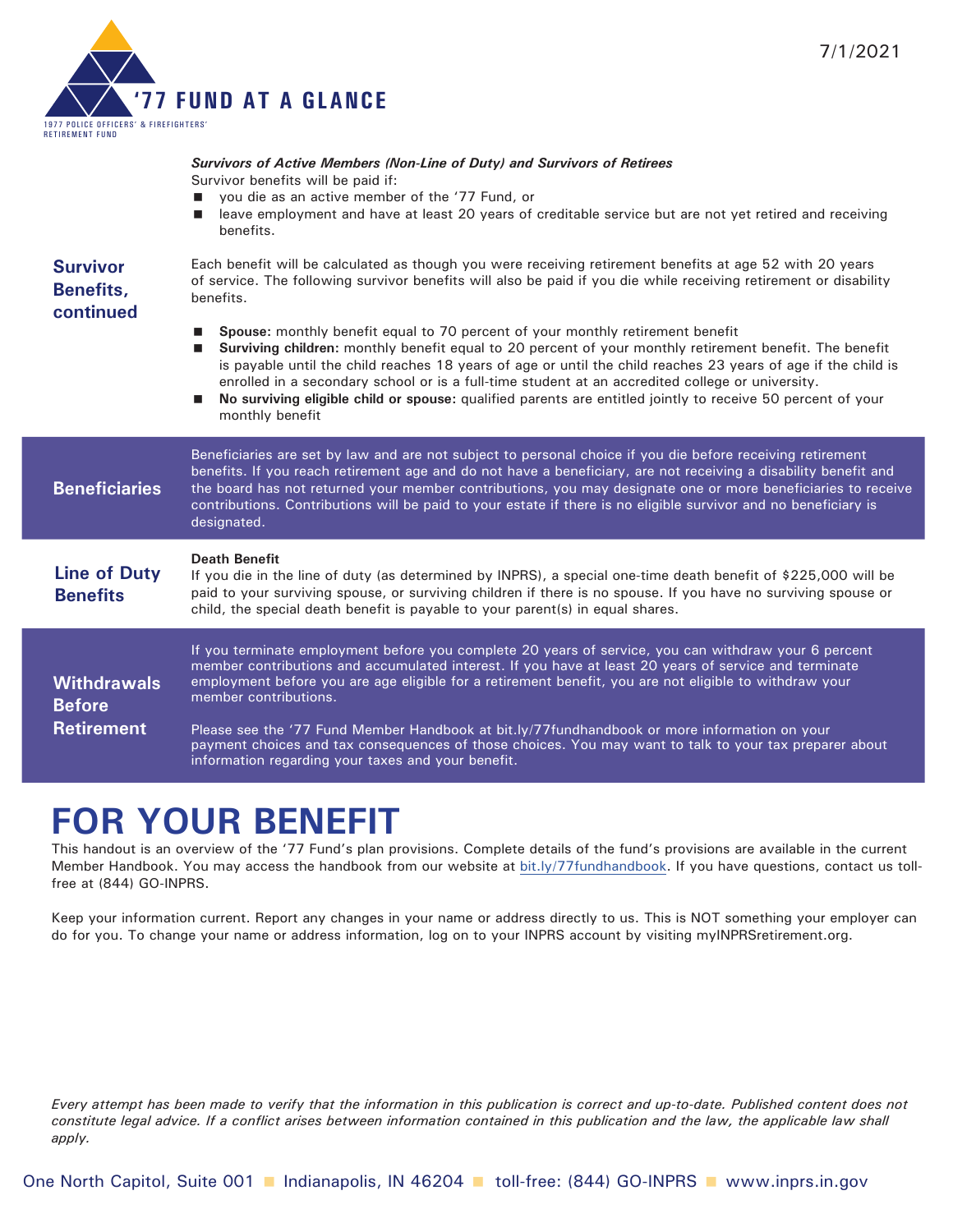'77 FUND AT A GLANCE

1977 POLICE OFFICERS' & FIREFIGHTERS' RETIREMENT FUND

7/1/2021

## Survivor Benefits, continued

***Survivors of Active Members (Non-Line of Duty) and Survivors of Retirees***

Survivor benefits will be paid if:

- you die as an active member of the '77 Fund, or
- leave employment and have at least 20 years of creditable service but are not yet retired and receiving benefits.

Each benefit will be calculated as though you were receiving retirement benefits at age 52 with 20 years of service. The following survivor benefits will also be paid if you die while receiving retirement or disability benefits.

- **Spouse:** monthly benefit equal to 70 percent of your monthly retirement benefit
- **Surviving children:** monthly benefit equal to 20 percent of your monthly retirement benefit. The benefit is payable until the child reaches 18 years of age or until the child reaches 23 years of age if the child is enrolled in a secondary school or is a full-time student at an accredited college or university.
- **No surviving eligible child or spouse:** qualified parents are entitled jointly to receive 50 percent of your monthly benefit

## Beneficiaries

Beneficiaries are set by law and are not subject to personal choice if you die before receiving retirement benefits. If you reach retirement age and do not have a beneficiary, are not receiving a disability benefit and the board has not returned your member contributions, you may designate one or more beneficiaries to receive contributions. Contributions will be paid to your estate if there is no eligible survivor and no beneficiary is designated.

## Line of Duty Benefits

**Death Benefit**

If you die in the line of duty (as determined by INPRS), a special one-time death benefit of $225,000 will be paid to your surviving spouse, or surviving children if there is no spouse. If you have no surviving spouse or child, the special death benefit is payable to your parent(s) in equal shares.

## Withdrawals Before Retirement

If you terminate employment before you complete 20 years of service, you can withdraw your 6 percent member contributions and accumulated interest. If you have at least 20 years of service and terminate employment before you are age eligible for a retirement benefit, you are not eligible to withdraw your member contributions.

Please see the '77 Fund Member Handbook at bit.ly/77fundhandbook or more information on your payment choices and tax consequences of those choices. You may want to talk to your tax preparer about information regarding your taxes and your benefit.

# FOR YOUR BENEFIT

This handout is an overview of the '77 Fund's plan provisions. Complete details of the fund's provisions are available in the current Member Handbook. You may access the handbook from our website at bit.ly/77fundhandbook. If you have questions, contact us toll-free at (844) GO-INPRS.

Keep your information current. Report any changes in your name or address directly to us. This is NOT something your employer can do for you. To change your name or address information, log on to your INPRS account by visiting myINPRSretirement.org.

*Every attempt has been made to verify that the information in this publication is correct and up-to-date. Published content does not constitute legal advice. If a conflict arises between information contained in this publication and the law, the applicable law shall apply.*

One North Capitol, Suite 001 ■ Indianapolis, IN 46204 ■ toll-free: (844) GO-INPRS ■ www.inprs.in.gov